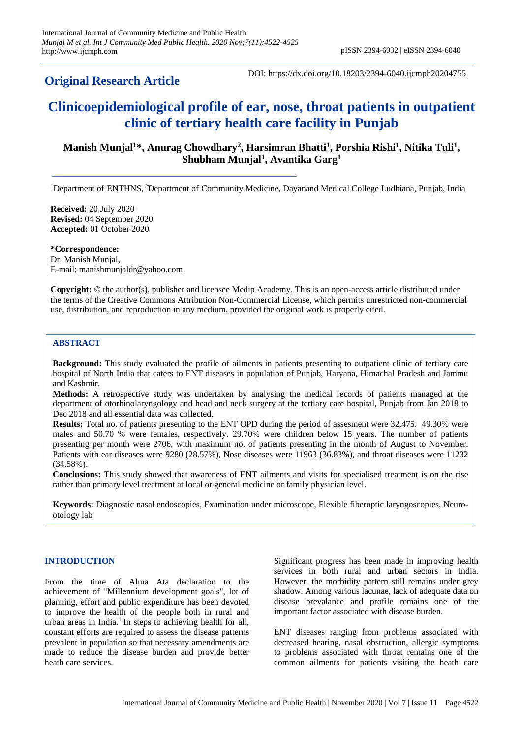**Original Research Article**

DOI: https://dx.doi.org/10.18203/2394-6040.ijcmph20204755

# Clinicoepidemiological profile of ear, nose, throat patients in outpatient clinic of tertiary health care facility in Punjab

**Manish Munjal[1]*, Anurag Chowdhary[2], Harsimran Bhatti[1], Porshia Rishi[1], Nitika Tuli[1], Shubham Munjal[1], Avantika Garg[1]**

[1]Department of ENTHNS, [2]Department of Community Medicine, Dayanand Medical College Ludhiana, Punjab, India

**Received:** 20 July 2020
**Revised:** 04 September 2020
**Accepted:** 01 October 2020

***Correspondence:**
Dr. Manish Munjal,
E-mail: manishmunjaldr@yahoo.com

**Copyright:** © the author(s), publisher and licensee Medip Academy. This is an open-access article distributed under the terms of the Creative Commons Attribution Non-Commercial License, which permits unrestricted non-commercial use, distribution, and reproduction in any medium, provided the original work is properly cited.

## ABSTRACT

**Background:** This study evaluated the profile of ailments in patients presenting to outpatient clinic of tertiary care hospital of North India that caters to ENT diseases in population of Punjab, Haryana, Himachal Pradesh and Jammu and Kashmir.

**Methods:** A retrospective study was undertaken by analysing the medical records of patients managed at the department of otorhinolaryngology and head and neck surgery at the tertiary care hospital, Punjab from Jan 2018 to Dec 2018 and all essential data was collected.

**Results:** Total no. of patients presenting to the ENT OPD during the period of assesment were 32,475. 49.30% were males and 50.70 % were females, respectively. 29.70% were children below 15 years. The number of patients presenting per month were 2706, with maximum no. of patients presenting in the month of August to November. Patients with ear diseases were 9280 (28.57%), Nose diseases were 11963 (36.83%), and throat diseases were 11232 (34.58%).

**Conclusions:** This study showed that awareness of ENT ailments and visits for specialised treatment is on the rise rather than primary level treatment at local or general medicine or family physician level.

**Keywords:** Diagnostic nasal endoscopies, Examination under microscope, Flexible fiberoptic laryngoscopies, Neuro-otology lab

## INTRODUCTION

From the time of Alma Ata declaration to the achievement of "Millennium development goals", lot of planning, effort and public expenditure has been devoted to improve the health of the people both in rural and urban areas in India.[1] In steps to achieving health for all, constant efforts are required to assess the disease patterns prevalent in population so that necessary amendments are made to reduce the disease burden and provide better heath care services.

Significant progress has been made in improving health services in both rural and urban sectors in India. However, the morbidity pattern still remains under grey shadow. Among various lacunae, lack of adequate data on disease prevalance and profile remains one of the important factor associated with disease burden.

ENT diseases ranging from problems associated with decreased hearing, nasal obstruction, allergic symptoms to problems associated with throat remains one of the common ailments for patients visiting the heath care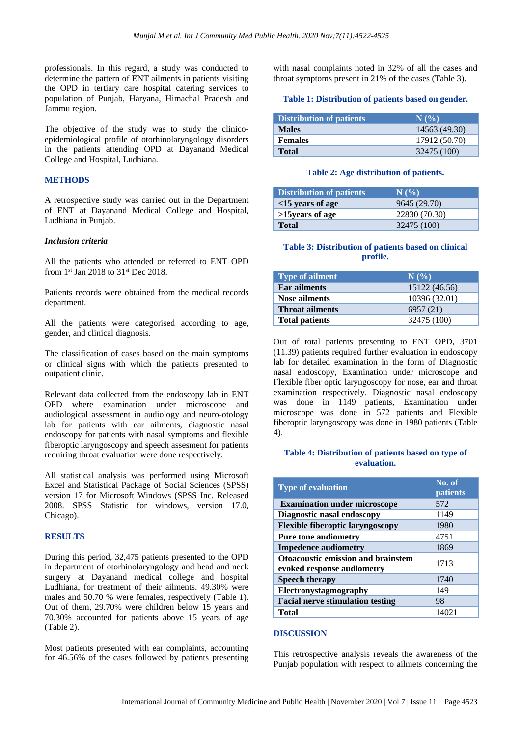professionals. In this regard, a study was conducted to determine the pattern of ENT ailments in patients visiting the OPD in tertiary care hospital catering services to population of Punjab, Haryana, Himachal Pradesh and Jammu region.

The objective of the study was to study the clinico-epidemiological profile of otorhinolaryngology disorders in the patients attending OPD at Dayanand Medical College and Hospital, Ludhiana.

## METHODS

A retrospective study was carried out in the Department of ENT at Dayanand Medical College and Hospital, Ludhiana in Punjab.

### *Inclusion criteria*

All the patients who attended or referred to ENT OPD from 1st Jan 2018 to 31st Dec 2018.

Patients records were obtained from the medical records department.

All the patients were categorised according to age, gender, and clinical diagnosis.

The classification of cases based on the main symptoms or clinical signs with which the patients presented to outpatient clinic.

Relevant data collected from the endoscopy lab in ENT OPD where examination under microscope and audiological assessment in audiology and neuro-otology lab for patients with ear ailments, diagnostic nasal endoscopy for patients with nasal symptoms and flexible fiberoptic laryngoscopy and speech assesment for patients requiring throat evaluation were done respectively.

All statistical analysis was performed using Microsoft Excel and Statistical Package of Social Sciences (SPSS) version 17 for Microsoft Windows (SPSS Inc. Released 2008. SPSS Statistic for windows, version 17.0, Chicago).

## RESULTS

During this period, 32,475 patients presented to the OPD in department of otorhinolaryngology and head and neck surgery at Dayanand medical college and hospital Ludhiana, for treatment of their ailments. 49.30% were males and 50.70 % were females, respectively (Table 1). Out of them, 29.70% were children below 15 years and 70.30% accounted for patients above 15 years of age (Table 2).

Most patients presented with ear complaints, accounting for 46.56% of the cases followed by patients presenting with nasal complaints noted in 32% of all the cases and throat symptoms present in 21% of the cases (Table 3).

**Table 1: Distribution of patients based on gender.**

| Distribution of patients | N (%) |
|---|---|
| **Males** | 14563 (49.30) |
| **Females** | 17912 (50.70) |
| **Total** | 32475 (100) |

**Table 2: Age distribution of patients.**

| Distribution of patients | N (%) |
|---|---|
| **<15 years of age** | 9645 (29.70) |
| **>15years of age** | 22830 (70.30) |
| **Total** | 32475 (100) |

**Table 3: Distribution of patients based on clinical profile.**

| Type of ailment | N (%) |
|---|---|
| **Ear ailments** | 15122 (46.56) |
| **Nose ailments** | 10396 (32.01) |
| **Throat ailments** | 6957 (21) |
| **Total patients** | 32475 (100) |

Out of total patients presenting to ENT OPD, 3701 (11.39) patients required further evaluation in endoscopy lab for detailed examination in the form of Diagnostic nasal endoscopy, Examination under microscope and Flexible fiber optic laryngoscopy for nose, ear and throat examination respectively. Diagnostic nasal endoscopy was done in 1149 patients, Examination under microscope was done in 572 patients and Flexible fiberoptic laryngoscopy was done in 1980 patients (Table 4).

**Table 4: Distribution of patients based on type of evaluation.**

| Type of evaluation | No. of patients |
|---|---|
| **Examination under microscope** | 572 |
| **Diagnostic nasal endoscopy** | 1149 |
| **Flexible fiberoptic laryngoscopy** | 1980 |
| **Pure tone audiometry** | 4751 |
| **Impedence audiometry** | 1869 |
| **Otoacoustic emission and brainstem evoked response audiometry** | 1713 |
| **Speech therapy** | 1740 |
| **Electronystagmography** | 149 |
| **Facial nerve stimulation testing** | 98 |
| **Total** | 14021 |

## DISCUSSION

This retrospective analysis reveals the awareness of the Punjab population with respect to ailmets concerning the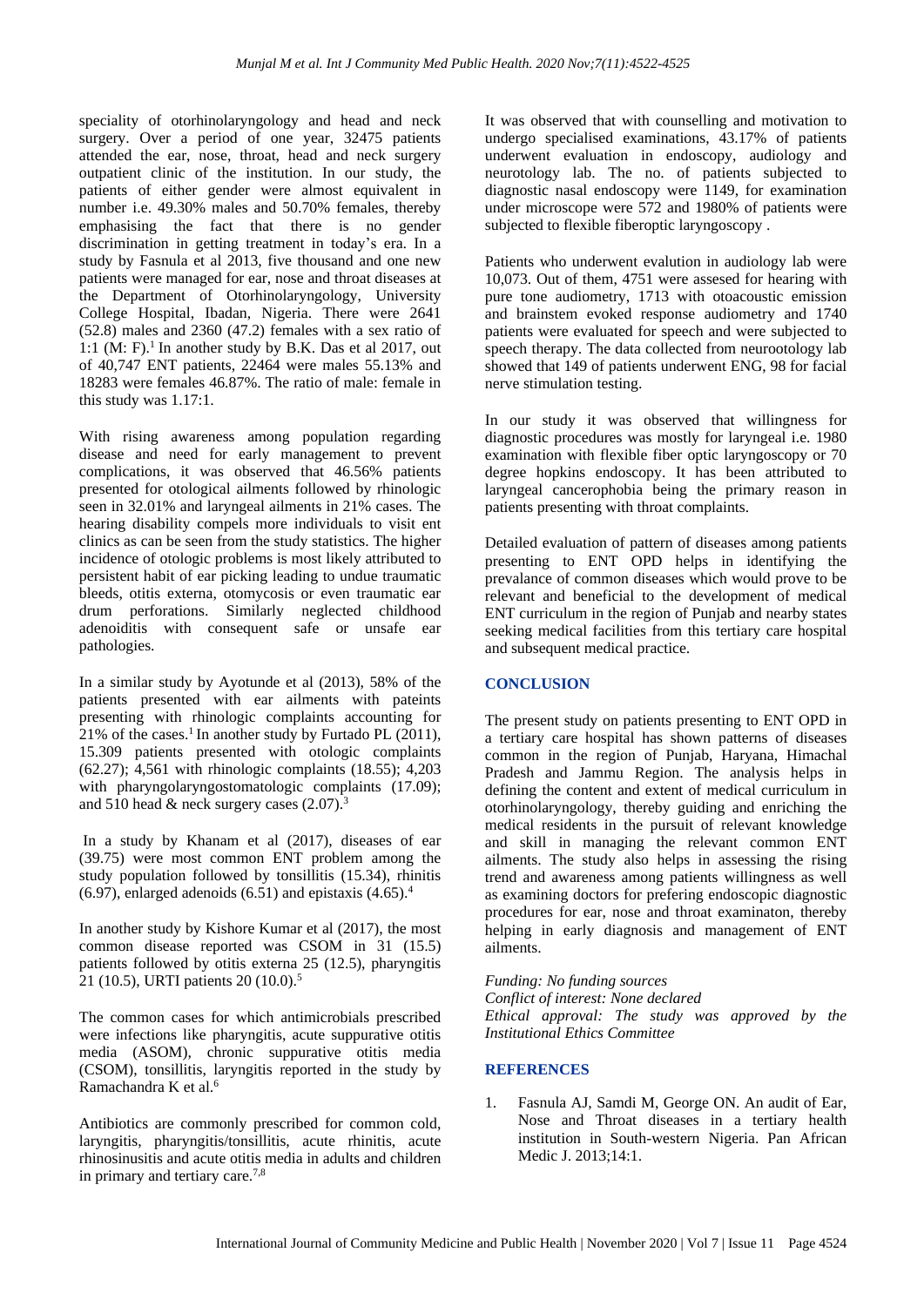speciality of otorhinolaryngology and head and neck surgery. Over a period of one year, 32475 patients attended the ear, nose, throat, head and neck surgery outpatient clinic of the institution. In our study, the patients of either gender were almost equivalent in number i.e. 49.30% males and 50.70% females, thereby emphasising the fact that there is no gender discrimination in getting treatment in today's era. In a study by Fasnula et al 2013, five thousand and one new patients were managed for ear, nose and throat diseases at the Department of Otorhinolaryngology, University College Hospital, Ibadan, Nigeria. There were 2641 (52.8) males and 2360 (47.2) females with a sex ratio of 1:1 (M: F).[1] In another study by B.K. Das et al 2017, out of 40,747 ENT patients, 22464 were males 55.13% and 18283 were females 46.87%. The ratio of male: female in this study was 1.17:1.

With rising awareness among population regarding disease and need for early management to prevent complications, it was observed that 46.56% patients presented for otological ailments followed by rhinologic seen in 32.01% and laryngeal ailments in 21% cases. The hearing disability compels more individuals to visit ent clinics as can be seen from the study statistics. The higher incidence of otologic problems is most likely attributed to persistent habit of ear picking leading to undue traumatic bleeds, otitis externa, otomycosis or even traumatic ear drum perforations. Similarly neglected childhood adenoiditis with consequent safe or unsafe ear pathologies.

In a similar study by Ayotunde et al (2013), 58% of the patients presented with ear ailments with pateints presenting with rhinologic complaints accounting for 21% of the cases.[1] In another study by Furtado PL (2011), 15.309 patients presented with otologic complaints (62.27); 4,561 with rhinologic complaints (18.55); 4,203 with pharyngolaryngostomatologic complaints (17.09); and 510 head & neck surgery cases (2.07).[3]

In a study by Khanam et al (2017), diseases of ear (39.75) were most common ENT problem among the study population followed by tonsillitis (15.34), rhinitis (6.97), enlarged adenoids (6.51) and epistaxis (4.65).[4]

In another study by Kishore Kumar et al (2017), the most common disease reported was CSOM in 31 (15.5) patients followed by otitis externa 25 (12.5), pharyngitis 21 (10.5), URTI patients 20 (10.0).[5]

The common cases for which antimicrobials prescribed were infections like pharyngitis, acute suppurative otitis media (ASOM), chronic suppurative otitis media (CSOM), tonsillitis, laryngitis reported in the study by Ramachandra K et al.[6]

Antibiotics are commonly prescribed for common cold, laryngitis, pharyngitis/tonsillitis, acute rhinitis, acute rhinosinusitis and acute otitis media in adults and children in primary and tertiary care.[7,8]

It was observed that with counselling and motivation to undergo specialised examinations, 43.17% of patients underwent evaluation in endoscopy, audiology and neurotology lab. The no. of patients subjected to diagnostic nasal endoscopy were 1149, for examination under microscope were 572 and 1980% of patients were subjected to flexible fiberoptic laryngoscopy .

Patients who underwent evalution in audiology lab were 10,073. Out of them, 4751 were assesed for hearing with pure tone audiometry, 1713 with otoacoustic emission and brainstem evoked response audiometry and 1740 patients were evaluated for speech and were subjected to speech therapy. The data collected from neurootology lab showed that 149 of patients underwent ENG, 98 for facial nerve stimulation testing.

In our study it was observed that willingness for diagnostic procedures was mostly for laryngeal i.e. 1980 examination with flexible fiber optic laryngoscopy or 70 degree hopkins endoscopy. It has been attributed to laryngeal cancerophobia being the primary reason in patients presenting with throat complaints.

Detailed evaluation of pattern of diseases among patients presenting to ENT OPD helps in identifying the prevalance of common diseases which would prove to be relevant and beneficial to the development of medical ENT curriculum in the region of Punjab and nearby states seeking medical facilities from this tertiary care hospital and subsequent medical practice.

## CONCLUSION

The present study on patients presenting to ENT OPD in a tertiary care hospital has shown patterns of diseases common in the region of Punjab, Haryana, Himachal Pradesh and Jammu Region. The analysis helps in defining the content and extent of medical curriculum in otorhinolaryngology, thereby guiding and enriching the medical residents in the pursuit of relevant knowledge and skill in managing the relevant common ENT ailments. The study also helps in assessing the rising trend and awareness among patients willingness as well as examining doctors for prefering endoscopic diagnostic procedures for ear, nose and throat examinaton, thereby helping in early diagnosis and management of ENT ailments.

*Funding: No funding sources*
*Conflict of interest: None declared*
*Ethical approval: The study was approved by the Institutional Ethics Committee*

## REFERENCES

1. Fasnula AJ, Samdi M, George ON. An audit of Ear, Nose and Throat diseases in a tertiary health institution in South-western Nigeria. Pan African Medic J. 2013;14:1.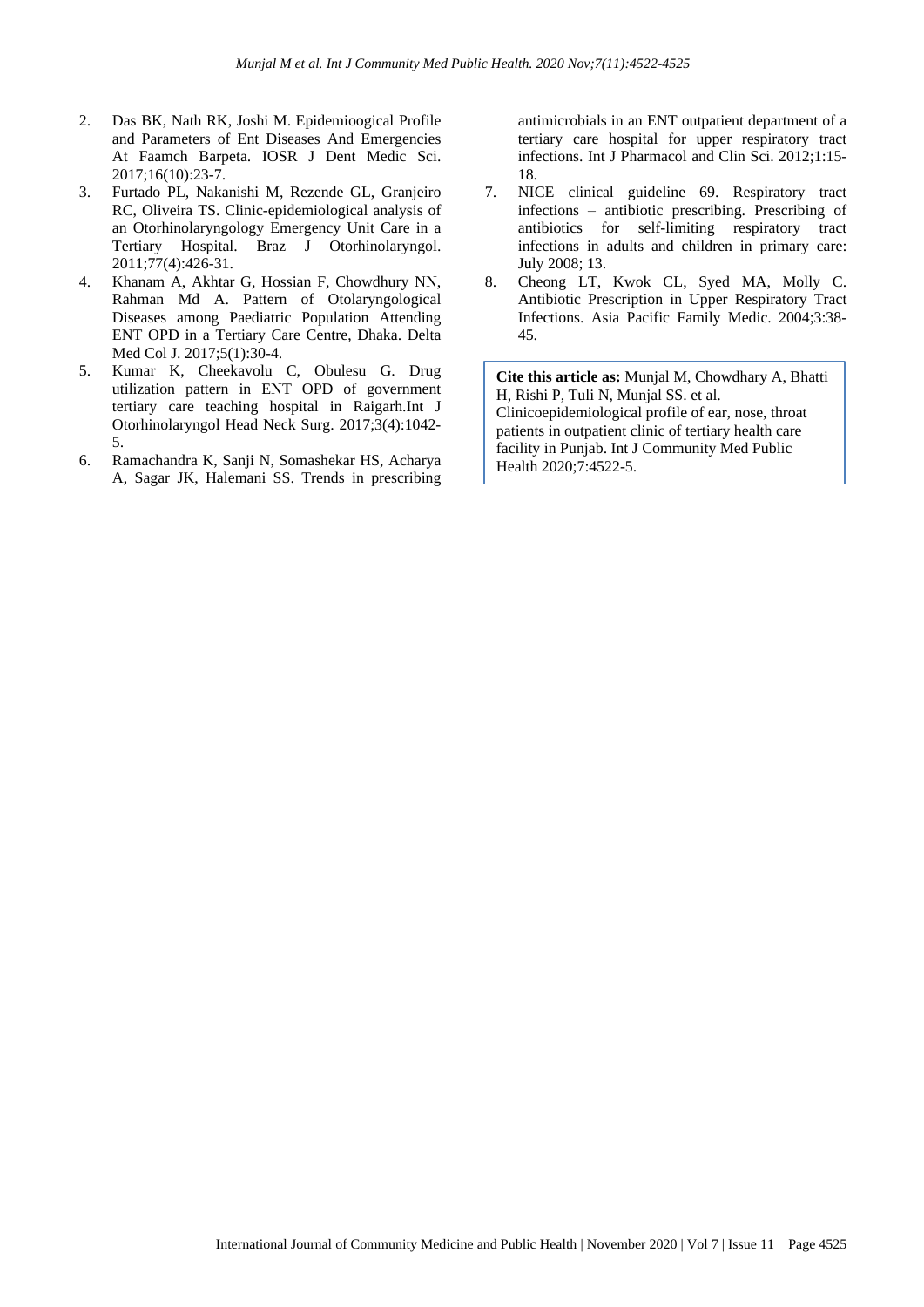2. Das BK, Nath RK, Joshi M. Epidemioogical Profile and Parameters of Ent Diseases And Emergencies At Faamch Barpeta. IOSR J Dent Medic Sci. 2017;16(10):23-7.
3. Furtado PL, Nakanishi M, Rezende GL, Granjeiro RC, Oliveira TS. Clinic-epidemiological analysis of an Otorhinolaryngology Emergency Unit Care in a Tertiary Hospital. Braz J Otorhinolaryngol. 2011;77(4):426-31.
4. Khanam A, Akhtar G, Hossian F, Chowdhury NN, Rahman Md A. Pattern of Otolaryngological Diseases among Paediatric Population Attending ENT OPD in a Tertiary Care Centre, Dhaka. Delta Med Col J. 2017;5(1):30-4.
5. Kumar K, Cheekavolu C, Obulesu G. Drug utilization pattern in ENT OPD of government tertiary care teaching hospital in Raigarh.Int J Otorhinolaryngol Head Neck Surg. 2017;3(4):1042-5.
6. Ramachandra K, Sanji N, Somashekar HS, Acharya A, Sagar JK, Halemani SS. Trends in prescribing antimicrobials in an ENT outpatient department of a tertiary care hospital for upper respiratory tract infections. Int J Pharmacol and Clin Sci. 2012;1:15-18.
7. NICE clinical guideline 69. Respiratory tract infections – antibiotic prescribing. Prescribing of antibiotics for self-limiting respiratory tract infections in adults and children in primary care: July 2008; 13.
8. Cheong LT, Kwok CL, Syed MA, Molly C. Antibiotic Prescription in Upper Respiratory Tract Infections. Asia Pacific Family Medic. 2004;3:38-45.

**Cite this article as:** Munjal M, Chowdhary A, Bhatti H, Rishi P, Tuli N, Munjal SS. et al. Clinicoepidemiological profile of ear, nose, throat patients in outpatient clinic of tertiary health care facility in Punjab. Int J Community Med Public Health 2020;7:4522-5.